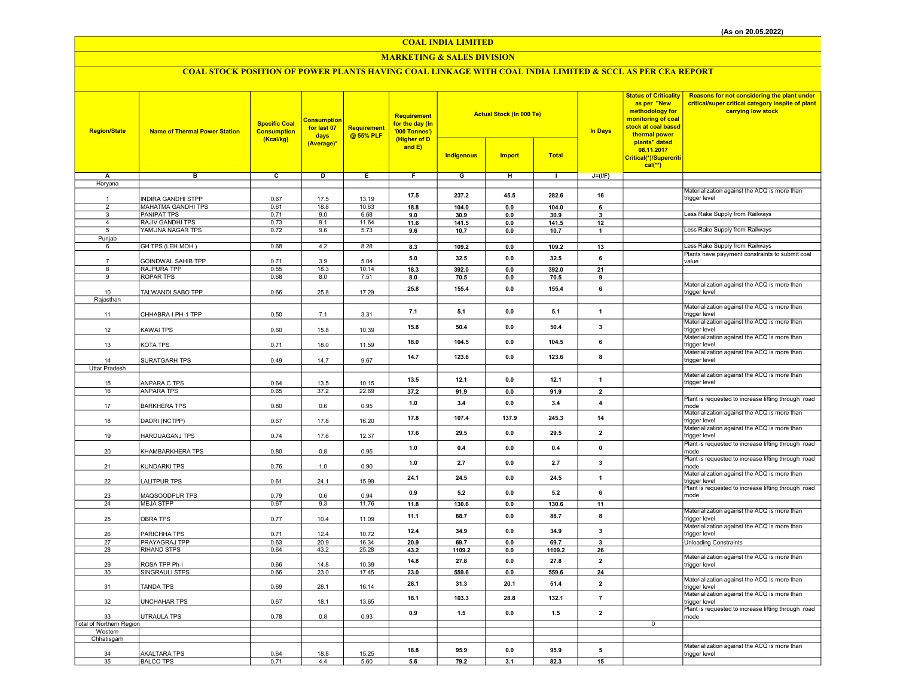(As on 20.05.2022)

# COAL INDIA LIMITED

## MARKETING & SALES DIVISION

### COAL STOCK POSITION OF POWER PLANTS HAVING COAL LINKAGE WITH COAL INDIA LIMITED & SCCL AS PER CEA REPORT

| Region/State | Name of Thermal Power Station | Specific Coal Consumption (Kcal/kg) | Consumption for last 07 days (Average)* | Requirement @ 55% PLF | Requirement for the day (In '000 Tonnes') (Higher of D and E) | Actual Stock (In 000 Te) | | | In Days | Status of Criticality as per "New methodology for monitoring of coal stock at coal based thermal power plants" dated 08.11.2017 Critical(*)/Supercritical(**) | Reasons for not considering the plant under critical/super critical category inspite of plant carrying low stock |
|---|---|---|---|---|---|---|---|---|---|---|---|
| | | | | | | Indigenous | Import | Total | | | |
| A | B | C | D | E | F | G | H | I | J=(I/F) | | |
| Haryana | | | | | | | | | | | |
| 1 | INDIRA GANDHI STPP | 0.67 | 17.5 | 13.19 | 17.5 | 237.2 | 45.5 | 282.6 | 16 | | Materialization against the ACQ is more than trigger level |
| 2 | MAHATMA GANDHI TPS | 0.61 | 18.8 | 10.63 | 18.8 | 104.0 | 0.0 | 104.0 | 6 | | |
| 3 | PANIPAT TPS | 0.71 | 9.0 | 6.68 | 9.0 | 30.9 | 0.0 | 30.9 | 3 | | Less Rake Supply from Railways |
| 4 | RAJIV GANDHI TPS | 0.73 | 9.1 | 11.64 | 11.6 | 141.5 | 0.0 | 141.5 | 12 | | |
| 5 | YAMUNA NAGAR TPS | 0.72 | 9.6 | 5.73 | 9.6 | 10.7 | 0.0 | 10.7 | 1 | | Less Rake Supply from Railways |
| Punjab | | | | | | | | | | | |
| 6 | GH TPS (LEH.MOH.) | 0.68 | 4.2 | 8.28 | 8.3 | 109.2 | 0.0 | 109.2 | 13 | | Less Rake Supply from Railways |
| 7 | GOINDWAL SAHIB TPP | 0.71 | 3.9 | 5.04 | 5.0 | 32.5 | 0.0 | 32.5 | 6 | | Plants have payyment constraints to submit coal value |
| 8 | RAJPURA TPP | 0.55 | 18.3 | 10.14 | 18.3 | 392.0 | 0.0 | 392.0 | 21 | | |
| 9 | ROPAR TPS | 0.68 | 8.0 | 7.51 | 8.0 | 70.5 | 0.0 | 70.5 | 9 | | |
| 10 | TALWANDI SABO TPP | 0.66 | 25.8 | 17.29 | 25.8 | 155.4 | 0.0 | 155.4 | 6 | | Materialization against the ACQ is more than trigger level |
| Rajasthan | | | | | | | | | | | |
| 11 | CHHABRA-I PH-1 TPP | 0.50 | 7.1 | 3.31 | 7.1 | 5.1 | 0.0 | 5.1 | 1 | | Materialization against the ACQ is more than trigger level |
| 12 | KAWAI TPS | 0.60 | 15.8 | 10.39 | 15.8 | 50.4 | 0.0 | 50.4 | 3 | | Materialization against the ACQ is more than trigger level |
| 13 | KOTA TPS | 0.71 | 18.0 | 11.59 | 18.0 | 104.5 | 0.0 | 104.5 | 6 | | Materialization against the ACQ is more than trigger level |
| 14 | SURATGARH TPS | 0.49 | 14.7 | 9.67 | 14.7 | 123.6 | 0.0 | 123.6 | 8 | | Materialization against the ACQ is more than trigger level |
| Uttar Pradesh | | | | | | | | | | | |
| 15 | ANPARA C TPS | 0.64 | 13.5 | 10.15 | 13.5 | 12.1 | 0.0 | 12.1 | 1 | | Materialization against the ACQ is more than trigger level |
| 16 | ANPARA TPS | 0.65 | 37.2 | 22.69 | 37.2 | 91.9 | 0.0 | 91.9 | 2 | | |
| 17 | BARKHERA TPS | 0.80 | 0.6 | 0.95 | 1.0 | 3.4 | 0.0 | 3.4 | 4 | | Plant is requested to increase lifting through road mode |
| 18 | DADRI (NCTPP) | 0.67 | 17.8 | 16.20 | 17.8 | 107.4 | 137.9 | 245.3 | 14 | | Materialization against the ACQ is more than trigger level |
| 19 | HARDUAGANJ TPS | 0.74 | 17.6 | 12.37 | 17.6 | 29.5 | 0.0 | 29.5 | 2 | | Materialization against the ACQ is more than trigger level |
| 20 | KHAMBARKHERA TPS | 0.80 | 0.8 | 0.95 | 1.0 | 0.4 | 0.0 | 0.4 | 0 | | Plant is requested to increase lifting through road mode |
| 21 | KUNDARKI TPS | 0.76 | 1.0 | 0.90 | 1.0 | 2.7 | 0.0 | 2.7 | 3 | | Plant is requested to increase lifting through road mode |
| 22 | LALITPUR TPS | 0.61 | 24.1 | 15.99 | 24.1 | 24.5 | 0.0 | 24.5 | 1 | | Materialization against the ACQ is more than trigger level |
| 23 | MAQSOODPUR TPS | 0.79 | 0.6 | 0.94 | 0.9 | 5.2 | 0.0 | 5.2 | 6 | | Plant is requested to increase lifting through road mode |
| 24 | MEJA STPP | 0.67 | 9.3 | 11.76 | 11.8 | 130.6 | 0.0 | 130.6 | 11 | | |
| 25 | OBRA TPS | 0.77 | 10.4 | 11.09 | 11.1 | 88.7 | 0.0 | 88.7 | 8 | | Materialization against the ACQ is more than trigger level |
| 26 | PARICHHA TPS | 0.71 | 12.4 | 10.72 | 12.4 | 34.9 | 0.0 | 34.9 | 3 | | Materialization against the ACQ is more than trigger level |
| 27 | PRAYAGRAJ TPP | 0.63 | 20.9 | 16.34 | 20.9 | 69.7 | 0.0 | 69.7 | 3 | | Unloading Constraints |
| 28 | RIHAND STPS | 0.64 | 43.2 | 25.28 | 43.2 | 1109.2 | 0.0 | 1109.2 | 26 | | |
| 29 | ROSA TPP Ph-I | 0.66 | 14.8 | 10.39 | 14.8 | 27.8 | 0.0 | 27.8 | 2 | | Materialization against the ACQ is more than trigger level |
| 30 | SINGRAULI STPS | 0.66 | 23.0 | 17.45 | 23.0 | 559.6 | 0.0 | 559.6 | 24 | | |
| 31 | TANDA TPS | 0.69 | 28.1 | 16.14 | 28.1 | 31.3 | 20.1 | 51.4 | 2 | | Materialization against the ACQ is more than trigger level |
| 32 | UNCHAHAR TPS | 0.67 | 18.1 | 13.65 | 18.1 | 103.3 | 28.8 | 132.1 | 7 | | Materialization against the ACQ is more than trigger level |
| 33 | UTRAULA TPS | 0.78 | 0.8 | 0.93 | 0.9 | 1.5 | 0.0 | 1.5 | 2 | | Plant is requested to increase lifting through road mode |
| Total of Northern Region | | | | | | | | | | 0 | |
| Western | | | | | | | | | | | |
| Chhatisgarh | | | | | | | | | | | |
| 34 | AKALTARA TPS | 0.64 | 18.8 | 15.25 | 18.8 | 95.9 | 0.0 | 95.9 | 5 | | Materialization against the ACQ is more than trigger level |
| 35 | BALCO TPS | 0.71 | 4.4 | 5.60 | 5.6 | 79.2 | 3.1 | 82.3 | 15 | | |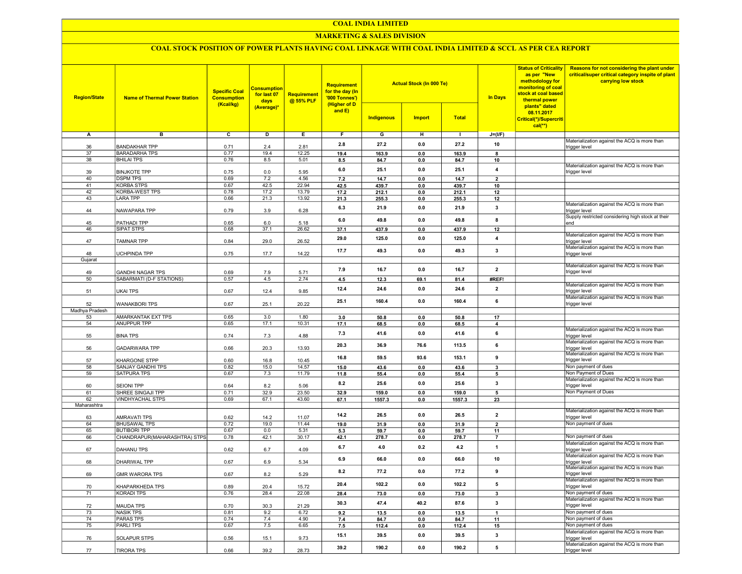# COAL INDIA LIMITED

## MARKETING & SALES DIVISION

### COAL STOCK POSITION OF POWER PLANTS HAVING COAL LINKAGE WITH COAL INDIA LIMITED & SCCL AS PER CEA REPORT

| Region/State | Name of Thermal Power Station | Specific Coal Consumption (Kcal/kg) | Consumption for last 07 days (Average)* | Requirement @ 55% PLF | Requirement for the day (In '000 Tonnes') (Higher of D and E) | Actual Stock (In 000 Te) | | | In Days | Status of Criticality as per "New methodology for monitoring of coal stock at coal based thermal power plants" dated 08.11.2017 Critical(*)/Supercritical(**) | Reasons for not considering the plant under critical/super critical category inspite of plant carrying low stock |
|---|---|---|---|---|---|---|---|---|---|---|---|
| | | | | | | Indigenous | Import | Total | | | |
| A | B | C | D | E | F | G | H | I | J=(I/F) | | |
| 36 | BANDAKHAR TPP | 0.71 | 2.4 | 2.81 | 2.8 | 27.2 | 0.0 | 27.2 | 10 | | Materialization against the ACQ is more than trigger level |
| 37 | BARADARHA TPS | 0.77 | 19.4 | 12.25 | 19.4 | 163.9 | 0.0 | 163.9 | 8 | | |
| 38 | BHILAI TPS | 0.76 | 8.5 | 5.01 | 8.5 | 84.7 | 0.0 | 84.7 | 10 | | |
| 39 | BINJKOTE TPP | 0.75 | 0.0 | 5.95 | 6.0 | 25.1 | 0.0 | 25.1 | 4 | | Materialization against the ACQ is more than trigger level |
| 40 | DSPM TPS | 0.69 | 7.2 | 4.56 | 7.2 | 14.7 | 0.0 | 14.7 | 2 | | |
| 41 | KORBA STPS | 0.67 | 42.5 | 22.94 | 42.5 | 439.7 | 0.0 | 439.7 | 10 | | |
| 42 | KORBA-WEST TPS | 0.78 | 17.2 | 13.79 | 17.2 | 212.1 | 0.0 | 212.1 | 12 | | |
| 43 | LARA TPP | 0.66 | 21.3 | 13.92 | 21.3 | 255.3 | 0.0 | 255.3 | 12 | | |
| 44 | NAWAPARA TPP | 0.79 | 3.9 | 6.28 | 6.3 | 21.9 | 0.0 | 21.9 | 3 | | Materialization against the ACQ is more than trigger level |
| 45 | PATHADI TPP | 0.65 | 6.0 | 5.18 | 6.0 | 49.8 | 0.0 | 49.8 | 8 | | Supply restricted considering high stock at their end |
| 46 | SIPAT STPS | 0.68 | 37.1 | 26.62 | 37.1 | 437.9 | 0.0 | 437.9 | 12 | | |
| 47 | TAMNAR TPP | 0.84 | 29.0 | 26.52 | 29.0 | 125.0 | 0.0 | 125.0 | 4 | | Materialization against the ACQ is more than trigger level |
| 48 | UCHPINDA TPP | 0.75 | 17.7 | 14.22 | 17.7 | 49.3 | 0.0 | 49.3 | 3 | | Materialization against the ACQ is more than trigger level |
| Gujarat | | | | | | | | | | | |
| 49 | GANDHI NAGAR TPS | 0.69 | 7.9 | 5.71 | 7.9 | 16.7 | 0.0 | 16.7 | 2 | | Materialization against the ACQ is more than trigger level |
| 50 | SABARMATI (D-F STATIONS) | 0.57 | 4.5 | 2.74 | 4.5 | 12.3 | 69.1 | 81.4 | #REF! | | |
| 51 | UKAI TPS | 0.67 | 12.4 | 9.85 | 12.4 | 24.6 | 0.0 | 24.6 | 2 | | Materialization against the ACQ is more than trigger level |
| 52 | WANAKBORI TPS | 0.67 | 25.1 | 20.22 | 25.1 | 160.4 | 0.0 | 160.4 | 6 | | Materialization against the ACQ is more than trigger level |
| Madhya Pradesh | | | | | | | | | | | |
| 53 | AMARKANTAK EXT TPS | 0.65 | 3.0 | 1.80 | 3.0 | 50.8 | 0.0 | 50.8 | 17 | | |
| 54 | ANUPPUR TPP | 0.65 | 17.1 | 10.31 | 17.1 | 68.5 | 0.0 | 68.5 | 4 | | |
| 55 | BINA TPS | 0.74 | 7.3 | 4.88 | 7.3 | 41.6 | 0.0 | 41.6 | 6 | | Materialization against the ACQ is more than trigger level |
| 56 | GADARWARA TPP | 0.66 | 20.3 | 13.93 | 20.3 | 36.9 | 76.6 | 113.5 | 6 | | Materialization against the ACQ is more than trigger level |
| 57 | KHARGONE STPP | 0.60 | 16.8 | 10.45 | 16.8 | 59.5 | 93.6 | 153.1 | 9 | | Materialization against the ACQ is more than trigger level |
| 58 | SANJAY GANDHI TPS | 0.82 | 15.0 | 14.57 | 15.0 | 43.6 | 0.0 | 43.6 | 3 | | Non payment of dues |
| 59 | SATPURA TPS | 0.67 | 7.3 | 11.79 | 11.8 | 55.4 | 0.0 | 55.4 | 5 | | Non Payment of Dues |
| 60 | SEIONI TPP | 0.64 | 8.2 | 5.06 | 8.2 | 25.6 | 0.0 | 25.6 | 3 | | Materialization against the ACQ is more than trigger level |
| 61 | SHREE SINGAJI TPP | 0.71 | 32.9 | 23.50 | 32.9 | 159.0 | 0.0 | 159.0 | 5 | | Non Payment of Dues |
| 62 | VINDHYACHAL STPS | 0.69 | 67.1 | 43.60 | 67.1 | 1557.3 | 0.0 | 1557.3 | 23 | | |
| Maharashtra | | | | | | | | | | | |
| 63 | AMRAVATI TPS | 0.62 | 14.2 | 11.07 | 14.2 | 26.5 | 0.0 | 26.5 | 2 | | Materialization against the ACQ is more than trigger level |
| 64 | BHUSAWAL TPS | 0.72 | 19.0 | 11.44 | 19.0 | 31.9 | 0.0 | 31.9 | 2 | | Non payment of dues |
| 65 | BUTIBORI TPP | 0.67 | 0.0 | 5.31 | 5.3 | 59.7 | 0.0 | 59.7 | 11 | | |
| 66 | CHANDRAPUR(MAHARASHTRA) STPS | 0.78 | 42.1 | 30.17 | 42.1 | 278.7 | 0.0 | 278.7 | 7 | | Non payment of dues |
| 67 | DAHANU TPS | 0.62 | 6.7 | 4.09 | 6.7 | 4.0 | 0.2 | 4.2 | 1 | | Materialization against the ACQ is more than trigger level |
| 68 | DHARIWAL TPP | 0.67 | 6.9 | 5.34 | 6.9 | 66.0 | 0.0 | 66.0 | 10 | | Materialization against the ACQ is more than trigger level |
| 69 | GMR WARORA TPS | 0.67 | 8.2 | 5.29 | 8.2 | 77.2 | 0.0 | 77.2 | 9 | | Materialization against the ACQ is more than trigger level |
| 70 | KHAPARKHEDA TPS | 0.89 | 20.4 | 15.72 | 20.4 | 102.2 | 0.0 | 102.2 | 5 | | Materialization against the ACQ is more than trigger level |
| 71 | KORADI TPS | 0.76 | 28.4 | 22.08 | 28.4 | 73.0 | 0.0 | 73.0 | 3 | | Non payment of dues |
| 72 | MAUDA TPS | 0.70 | 30.3 | 21.29 | 30.3 | 47.4 | 40.2 | 87.6 | 3 | | Materialization against the ACQ is more than trigger level |
| 73 | NASIK TPS | 0.81 | 9.2 | 6.72 | 9.2 | 13.5 | 0.0 | 13.5 | 1 | | Non payment of dues |
| 74 | PARAS TPS | 0.74 | 7.4 | 4.90 | 7.4 | 84.7 | 0.0 | 84.7 | 11 | | Non payment of dues |
| 75 | PARLI TPS | 0.67 | 7.5 | 6.65 | 7.5 | 112.4 | 0.0 | 112.4 | 15 | | Non payment of dues |
| 76 | SOLAPUR STPS | 0.56 | 15.1 | 9.73 | 15.1 | 39.5 | 0.0 | 39.5 | 3 | | Materialization against the ACQ is more than trigger level |
| 77 | TIRORA TPS | 0.66 | 39.2 | 28.73 | 39.2 | 190.2 | 0.0 | 190.2 | 5 | | Materialization against the ACQ is more than trigger level |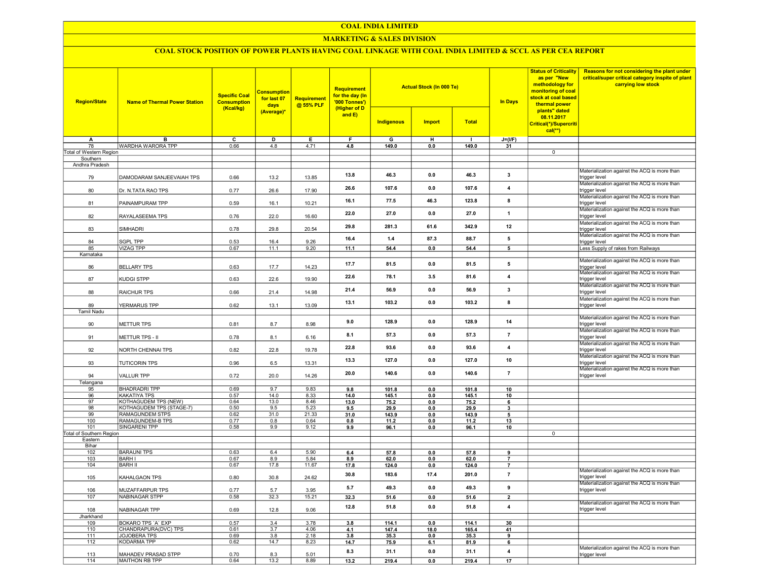# COAL INDIA LIMITED

## MARKETING & SALES DIVISION

### COAL STOCK POSITION OF POWER PLANTS HAVING COAL LINKAGE WITH COAL INDIA LIMITED & SCCL AS PER CEA REPORT

| Region/State | Name of Thermal Power Station | Specific Coal Consumption (Kcal/kg) | Consumption for last 07 days (Average)* | Requirement @ 55% PLF | Requirement for the day (In '000 Tonnes') (Higher of D and E) | Actual Stock (In 000 Te) | | | In Days | Status of Criticality as per "New methodology for monitoring of coal stock at coal based thermal power plants" dated 08.11.2017 Critical(*)/Supercritical(**) | Reasons for not considering the plant under critical/super critical category inspite of plant carrying low stock |
|---|---|---|---|---|---|---|---|---|---|---|---|
| | | | | | | Indigenous | Import | Total | | | |
| A | B | C | D | E | F | G | H | I | J=(I/F) | | |
| 78 | WARDHA WARORA TPP | 0.66 | 4.8 | 4.71 | 4.8 | 149.0 | 0.0 | 149.0 | 31 | | |
| Total of Western Region | | | | | | | | | | 0 | |
| Southern | | | | | | | | | | | |
| Andhra Pradesh | | | | | | | | | | | |
| 79 | DAMODARAM SANJEEVAIAH TPS | 0.66 | 13.2 | 13.85 | 13.8 | 46.3 | 0.0 | 46.3 | 3 | | Materialization against the ACQ is more than trigger level |
| 80 | Dr. N.TATA RAO TPS | 0.77 | 26.6 | 17.90 | 26.6 | 107.6 | 0.0 | 107.6 | 4 | | Materialization against the ACQ is more than trigger level |
| 81 | PAINAMPURAM TPP | 0.59 | 16.1 | 10.21 | 16.1 | 77.5 | 46.3 | 123.8 | 8 | | Materialization against the ACQ is more than trigger level |
| 82 | RAYALASEEMA TPS | 0.76 | 22.0 | 16.60 | 22.0 | 27.0 | 0.0 | 27.0 | 1 | | Materialization against the ACQ is more than trigger level |
| 83 | SIMHADRI | 0.78 | 29.8 | 20.54 | 29.8 | 281.3 | 61.6 | 342.9 | 12 | | Materialization against the ACQ is more than trigger level |
| 84 | SGPL TPP | 0.53 | 16.4 | 9.26 | 16.4 | 1.4 | 87.3 | 88.7 | 5 | | Materialization against the ACQ is more than trigger level |
| 85 | VIZAG TPP | 0.67 | 11.1 | 9.20 | 11.1 | 54.4 | 0.0 | 54.4 | 5 | | Less Supply of rakes from Railways |
| Karnataka | | | | | | | | | | | |
| 86 | BELLARY TPS | 0.63 | 17.7 | 14.23 | 17.7 | 81.5 | 0.0 | 81.5 | 5 | | Materialization against the ACQ is more than trigger level |
| 87 | KUDGI STPP | 0.63 | 22.6 | 19.90 | 22.6 | 78.1 | 3.5 | 81.6 | 4 | | Materialization against the ACQ is more than trigger level |
| 88 | RAICHUR TPS | 0.66 | 21.4 | 14.98 | 21.4 | 56.9 | 0.0 | 56.9 | 3 | | Materialization against the ACQ is more than trigger level |
| 89 | YERMARUS TPP | 0.62 | 13.1 | 13.09 | 13.1 | 103.2 | 0.0 | 103.2 | 8 | | Materialization against the ACQ is more than trigger level |
| Tamil Nadu | | | | | | | | | | | |
| 90 | METTUR TPS | 0.81 | 8.7 | 8.98 | 9.0 | 128.9 | 0.0 | 128.9 | 14 | | Materialization against the ACQ is more than trigger level |
| 91 | METTUR TPS - II | 0.78 | 8.1 | 6.16 | 8.1 | 57.3 | 0.0 | 57.3 | 7 | | Materialization against the ACQ is more than trigger level |
| 92 | NORTH CHENNAI TPS | 0.82 | 22.8 | 19.78 | 22.8 | 93.6 | 0.0 | 93.6 | 4 | | Materialization against the ACQ is more than trigger level |
| 93 | TUTICORIN TPS | 0.96 | 6.5 | 13.31 | 13.3 | 127.0 | 0.0 | 127.0 | 10 | | Materialization against the ACQ is more than trigger level |
| 94 | VALLUR TPP | 0.72 | 20.0 | 14.26 | 20.0 | 140.6 | 0.0 | 140.6 | 7 | | Materialization against the ACQ is more than trigger level |
| Telangana | | | | | | | | | | | |
| 95 | BHADRADRI TPP | 0.69 | 9.7 | 9.83 | 9.8 | 101.8 | 0.0 | 101.8 | 10 | | |
| 96 | KAKATIYA TPS | 0.57 | 14.0 | 8.33 | 14.0 | 145.1 | 0.0 | 145.1 | 10 | | |
| 97 | KOTHAGUDEM TPS (NEW) | 0.64 | 13.0 | 8.46 | 13.0 | 75.2 | 0.0 | 75.2 | 6 | | |
| 98 | KOTHAGUDEM TPS (STAGE-7) | 0.50 | 9.5 | 5.23 | 9.5 | 29.9 | 0.0 | 29.9 | 3 | | |
| 99 | RAMAGUNDEM STPS | 0.62 | 31.0 | 21.33 | 31.0 | 143.9 | 0.0 | 143.9 | 5 | | |
| 100 | RAMAGUNDEM-B TPS | 0.77 | 0.8 | 0.64 | 0.8 | 11.2 | 0.0 | 11.2 | 13 | | |
| 101 | SINGARENI TPP | 0.58 | 9.9 | 9.12 | 9.9 | 96.1 | 0.0 | 96.1 | 10 | | |
| Total of Southern Region | | | | | | | | | | 0 | |
| Eastern | | | | | | | | | | | |
| Bihar | | | | | | | | | | | |
| 102 | BARAUNI TPS | 0.63 | 6.4 | 5.90 | 6.4 | 57.8 | 0.0 | 57.8 | 9 | | |
| 103 | BARH I | 0.67 | 8.9 | 5.84 | 8.9 | 62.0 | 0.0 | 62.0 | 7 | | |
| 104 | BARH II | 0.67 | 17.8 | 11.67 | 17.8 | 124.0 | 0.0 | 124.0 | 7 | | |
| 105 | KAHALGAON TPS | 0.80 | 30.8 | 24.62 | 30.8 | 183.6 | 17.4 | 201.0 | 7 | | Materialization against the ACQ is more than trigger level |
| 106 | MUZAFFARPUR TPS | 0.77 | 5.7 | 3.95 | 5.7 | 49.3 | 0.0 | 49.3 | 9 | | Materialization against the ACQ is more than trigger level |
| 107 | NABINAGAR STPP | 0.58 | 32.3 | 15.21 | 32.3 | 51.6 | 0.0 | 51.6 | 2 | | |
| 108 | NABINAGAR TPP | 0.69 | 12.8 | 9.06 | 12.8 | 51.8 | 0.0 | 51.8 | 4 | | Materialization against the ACQ is more than trigger level |
| Jharkhand | | | | | | | | | | | |
| 109 | BOKARO TPS `A` EXP | 0.57 | 3.4 | 3.78 | 3.8 | 114.1 | 0.0 | 114.1 | 30 | | |
| 110 | CHANDRAPURA(DVC) TPS | 0.61 | 3.7 | 4.06 | 4.1 | 147.4 | 18.0 | 165.4 | 41 | | |
| 111 | JOJOBERA TPS | 0.69 | 3.8 | 2.18 | 3.8 | 35.3 | 0.0 | 35.3 | 9 | | |
| 112 | KODARMA TPP | 0.62 | 14.7 | 8.23 | 14.7 | 75.9 | 6.1 | 81.9 | 6 | | |
| 113 | MAHADEV PRASAD STPP | 0.70 | 8.3 | 5.01 | 8.3 | 31.1 | 0.0 | 31.1 | 4 | | Materialization against the ACQ is more than trigger level |
| 114 | MAITHON RB TPP | 0.64 | 13.2 | 8.89 | 13.2 | 219.4 | 0.0 | 219.4 | 17 | | |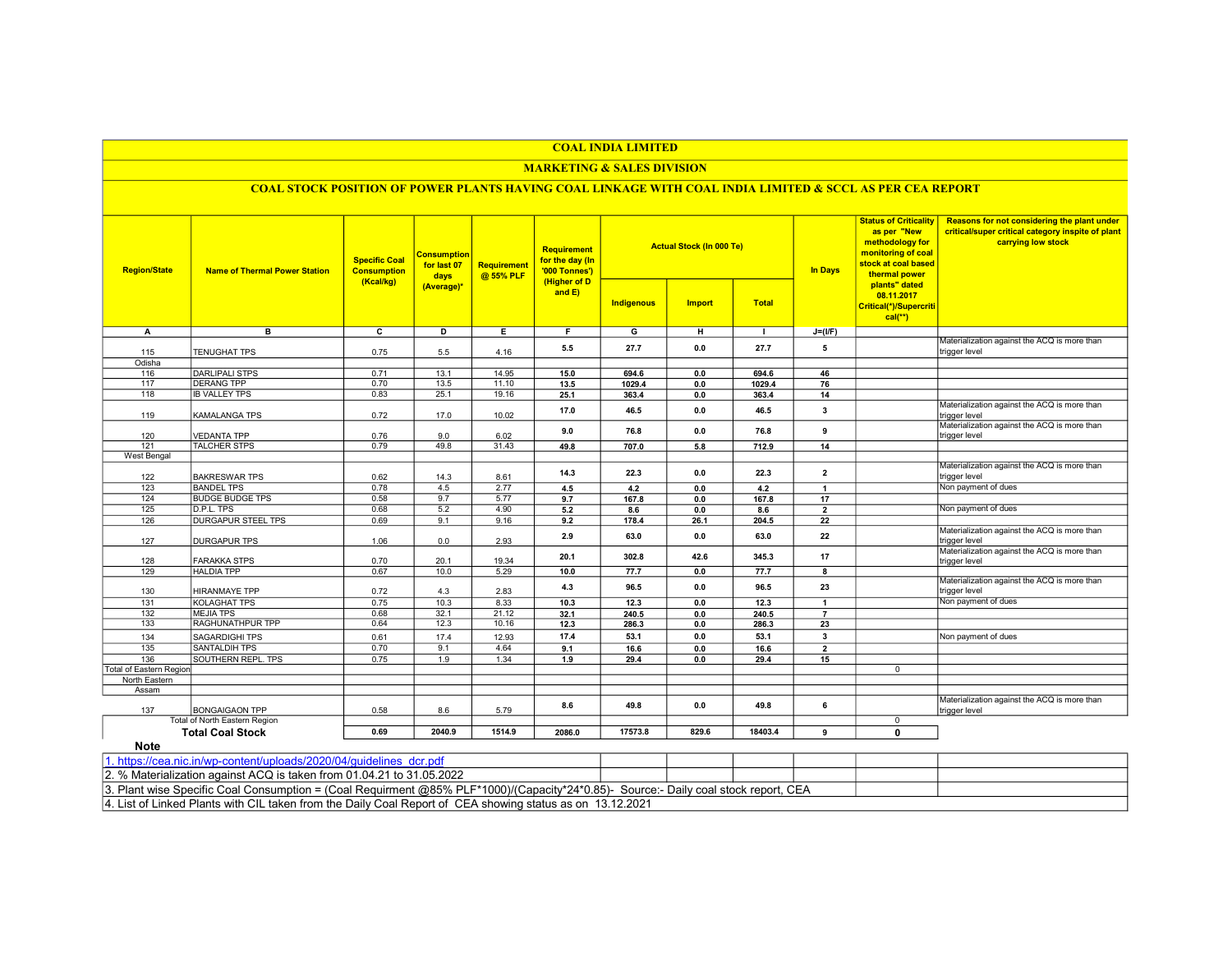# COAL INDIA LIMITED

## MARKETING & SALES DIVISION

### COAL STOCK POSITION OF POWER PLANTS HAVING COAL LINKAGE WITH COAL INDIA LIMITED & SCCL AS PER CEA REPORT

| Region/State | Name of Thermal Power Station | Specific Coal Consumption (Kcal/kg) | Consumption for last 07 days (Average)* | Requirement @ 55% PLF | Requirement for the day (In '000 Tonnes') (Higher of D and E) | Actual Stock (In 000 Te) | | | In Days | Status of Criticality as per "New methodology for monitoring of coal stock at coal based thermal power plants" dated 08.11.2017 Critical(*)/Supercritical(**) | Reasons for not considering the plant under critical/super critical category inspite of plant carrying low stock |
|---|---|---|---|---|---|---|---|---|---|---|---|
| | | | | | | Indigenous | Import | Total | | | |
| A | B | C | D | E | F | G | H | I | J=(I/F) | | |
| 115 | TENUGHAT TPS | 0.75 | 5.5 | 4.16 | 5.5 | 27.7 | 0.0 | 27.7 | 5 | | Materialization against the ACQ is more than trigger level |
| Odisha | | | | | | | | | | | |
| 116 | DARLIPALI STPS | 0.71 | 13.1 | 14.95 | 15.0 | 694.6 | 0.0 | 694.6 | 46 | | |
| 117 | DERANG TPP | 0.70 | 13.5 | 11.10 | 13.5 | 1029.4 | 0.0 | 1029.4 | 76 | | |
| 118 | IB VALLEY TPS | 0.83 | 25.1 | 19.16 | 25.1 | 363.4 | 0.0 | 363.4 | 14 | | |
| 119 | KAMALANGA TPS | 0.72 | 17.0 | 10.02 | 17.0 | 46.5 | 0.0 | 46.5 | 3 | | Materialization against the ACQ is more than trigger level |
| 120 | VEDANTA TPP | 0.76 | 9.0 | 6.02 | 9.0 | 76.8 | 0.0 | 76.8 | 9 | | Materialization against the ACQ is more than trigger level |
| 121 | TALCHER STPS | 0.79 | 49.8 | 31.43 | 49.8 | 707.0 | 5.8 | 712.9 | 14 | | |
| West Bengal | | | | | | | | | | | |
| 122 | BAKRESWAR TPS | 0.62 | 14.3 | 8.61 | 14.3 | 22.3 | 0.0 | 22.3 | 2 | | Materialization against the ACQ is more than trigger level |
| 123 | BANDEL TPS | 0.78 | 4.5 | 2.77 | 4.5 | 4.2 | 0.0 | 4.2 | 1 | | Non payment of dues |
| 124 | BUDGE BUDGE TPS | 0.58 | 9.7 | 5.77 | 9.7 | 167.8 | 0.0 | 167.8 | 17 | | |
| 125 | D.P.L. TPS | 0.68 | 5.2 | 4.90 | 5.2 | 8.6 | 0.0 | 8.6 | 2 | | Non payment of dues |
| 126 | DURGAPUR STEEL TPS | 0.69 | 9.1 | 9.16 | 9.2 | 178.4 | 26.1 | 204.5 | 22 | | |
| 127 | DURGAPUR TPS | 1.06 | 0.0 | 2.93 | 2.9 | 63.0 | 0.0 | 63.0 | 22 | | Materialization against the ACQ is more than trigger level |
| 128 | FARAKKA STPS | 0.70 | 20.1 | 19.34 | 20.1 | 302.8 | 42.6 | 345.3 | 17 | | Materialization against the ACQ is more than trigger level |
| 129 | HALDIA TPP | 0.67 | 10.0 | 5.29 | 10.0 | 77.7 | 0.0 | 77.7 | 8 | | |
| 130 | HIRANMAYE TPP | 0.72 | 4.3 | 2.83 | 4.3 | 96.5 | 0.0 | 96.5 | 23 | | Materialization against the ACQ is more than trigger level |
| 131 | KOLAGHAT TPS | 0.75 | 10.3 | 8.33 | 10.3 | 12.3 | 0.0 | 12.3 | 1 | | Non payment of dues |
| 132 | MEJIA TPS | 0.68 | 32.1 | 21.12 | 32.1 | 240.5 | 0.0 | 240.5 | 7 | | |
| 133 | RAGHUNATHPUR TPP | 0.64 | 12.3 | 10.16 | 12.3 | 286.3 | 0.0 | 286.3 | 23 | | |
| 134 | SAGARDIGHI TPS | 0.61 | 17.4 | 12.93 | 17.4 | 53.1 | 0.0 | 53.1 | 3 | | Non payment of dues |
| 135 | SANTALDIH TPS | 0.70 | 9.1 | 4.64 | 9.1 | 16.6 | 0.0 | 16.6 | 2 | | |
| 136 | SOUTHERN REPL. TPS | 0.75 | 1.9 | 1.34 | 1.9 | 29.4 | 0.0 | 29.4 | 15 | | |
| Total of Eastern Region | | | | | | | | | | 0 | |
| North Eastern | | | | | | | | | | | |
| Assam | | | | | | | | | | | |
| 137 | BONGAIGAON TPP | 0.58 | 8.6 | 5.79 | 8.6 | 49.8 | 0.0 | 49.8 | 6 | | Materialization against the ACQ is more than trigger level |
| Total of North Eastern Region | | | | | | | | | | 0 | |
| **Total Coal Stock** | | 0.69 | 2040.9 | 1514.9 | 2086.0 | 17573.8 | 829.6 | 18403.4 | 9 | 0 | |

**Note**

1. https://cea.nic.in/wp-content/uploads/2020/04/guidelines_dcr.pdf
2. % Materialization against ACQ is taken from 01.04.21 to 31.05.2022
3. Plant wise Specific Coal Consumption = (Coal Requirment @85% PLF*1000)/(Capacity*24*0.85)- Source:- Daily coal stock report, CEA
4. List of Linked Plants with CIL taken from the Daily Coal Report of CEA showing status as on 13.12.2021